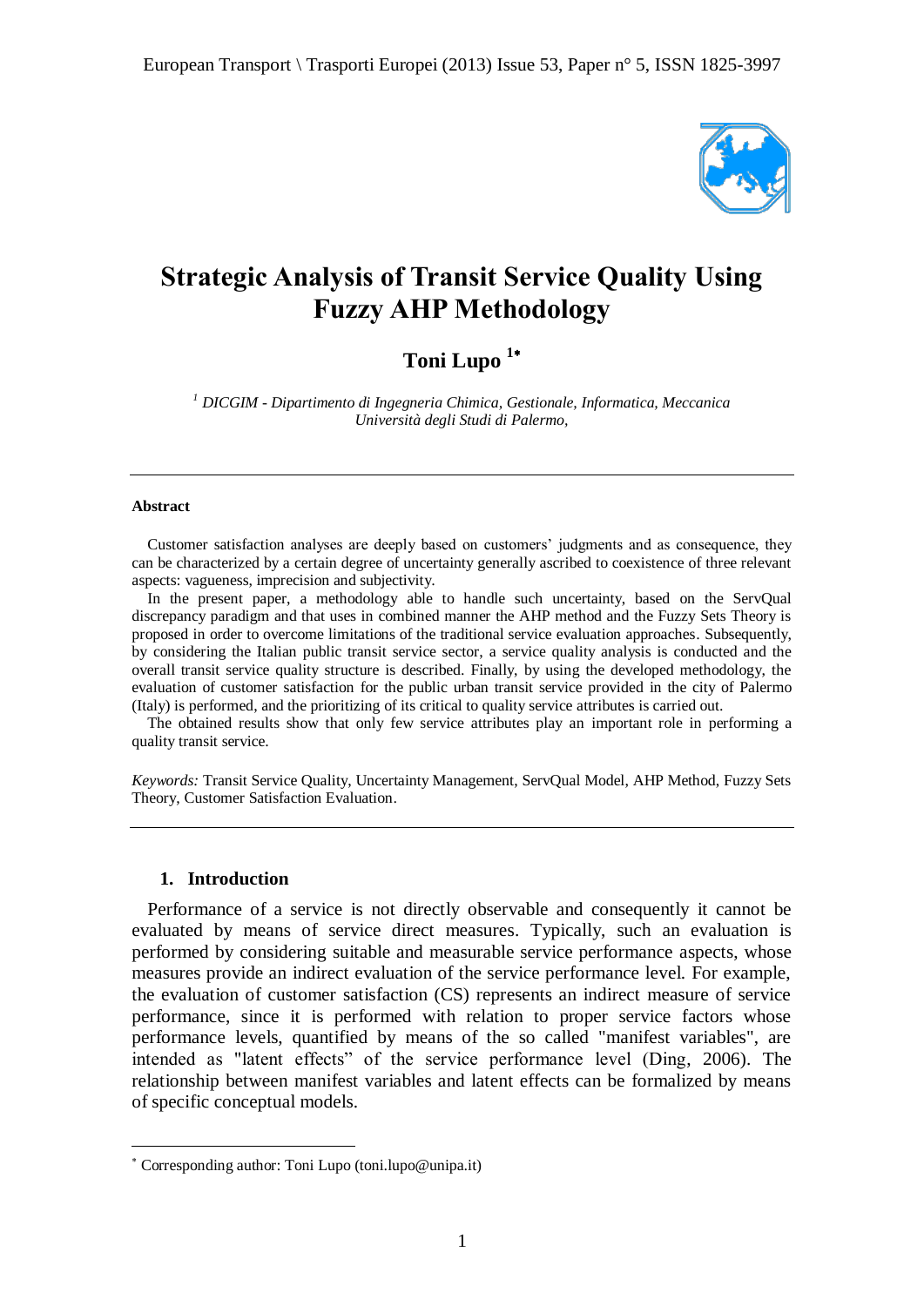# Strategic Analysis of Transit Service Quality Using Fuzzy AHP Methodology

## Toni Lupo [1*]

[1] *DICGIM - Dipartimento di Ingegneria Chimica, Gestionale, Informatica, Meccanica Università degli Studi di Palermo,*

---

**Abstract**

Customer satisfaction analyses are deeply based on customers' judgments and as consequence, they can be characterized by a certain degree of uncertainty generally ascribed to coexistence of three relevant aspects: vagueness, imprecision and subjectivity.

In the present paper, a methodology able to handle such uncertainty, based on the ServQual discrepancy paradigm and that uses in combined manner the AHP method and the Fuzzy Sets Theory is proposed in order to overcome limitations of the traditional service evaluation approaches. Subsequently, by considering the Italian public transit service sector, a service quality analysis is conducted and the overall transit service quality structure is described. Finally, by using the developed methodology, the evaluation of customer satisfaction for the public urban transit service provided in the city of Palermo (Italy) is performed, and the prioritizing of its critical to quality service attributes is carried out.

The obtained results show that only few service attributes play an important role in performing a quality transit service.

*Keywords:* Transit Service Quality, Uncertainty Management, ServQual Model, AHP Method, Fuzzy Sets Theory, Customer Satisfaction Evaluation.

---

## 1. Introduction

Performance of a service is not directly observable and consequently it cannot be evaluated by means of service direct measures. Typically, such an evaluation is performed by considering suitable and measurable service performance aspects, whose measures provide an indirect evaluation of the service performance level. For example, the evaluation of customer satisfaction (CS) represents an indirect measure of service performance, since it is performed with relation to proper service factors whose performance levels, quantified by means of the so called "manifest variables", are intended as "latent effects" of the service performance level (Ding, 2006). The relationship between manifest variables and latent effects can be formalized by means of specific conceptual models.

---

[*] Corresponding author: Toni Lupo (toni.lupo@unipa.it)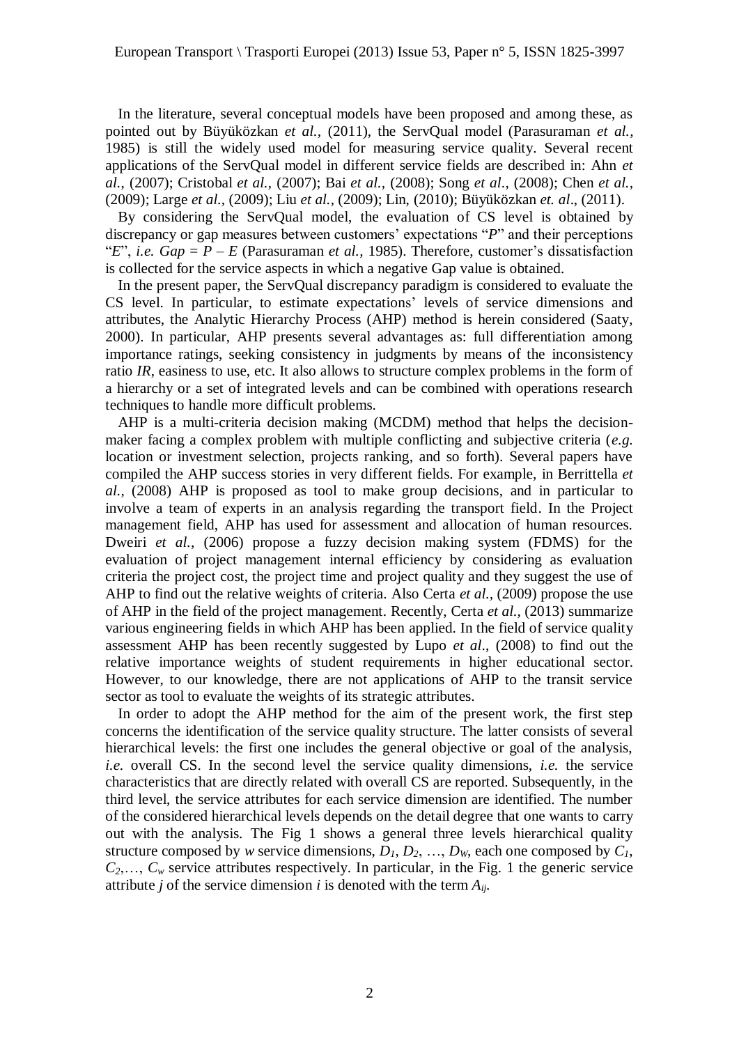In the literature, several conceptual models have been proposed and among these, as pointed out by Büyüközkan *et al.,* (2011), the ServQual model (Parasuraman *et al.,* 1985) is still the widely used model for measuring service quality. Several recent applications of the ServQual model in different service fields are described in: Ahn *et al.,* (2007); Cristobal *et al.,* (2007); Bai *et al.,* (2008); Song *et al.*, (2008); Chen *et al.,* (2009); Large *et al.,* (2009); Liu *et al.,* (2009); Lin, (2010); Büyüközkan *et. al*., (2011).

By considering the ServQual model, the evaluation of CS level is obtained by discrepancy or gap measures between customers' expectations "*P*" and their perceptions "*E*", *i.e.* $Gap = P – E$ (Parasuraman *et al.,* 1985). Therefore, customer's dissatisfaction is collected for the service aspects in which a negative Gap value is obtained.

In the present paper, the ServQual discrepancy paradigm is considered to evaluate the CS level. In particular, to estimate expectations' levels of service dimensions and attributes, the Analytic Hierarchy Process (AHP) method is herein considered (Saaty, 2000). In particular, AHP presents several advantages as: full differentiation among importance ratings, seeking consistency in judgments by means of the inconsistency ratio *IR*, easiness to use, etc. It also allows to structure complex problems in the form of a hierarchy or a set of integrated levels and can be combined with operations research techniques to handle more difficult problems.

AHP is a multi-criteria decision making (MCDM) method that helps the decision-maker facing a complex problem with multiple conflicting and subjective criteria (*e.g.* location or investment selection, projects ranking, and so forth). Several papers have compiled the AHP success stories in very different fields. For example, in Berrittella *et al.,* (2008) AHP is proposed as tool to make group decisions, and in particular to involve a team of experts in an analysis regarding the transport field. In the Project management field, AHP has used for assessment and allocation of human resources. Dweiri *et al.,* (2006) propose a fuzzy decision making system (FDMS) for the evaluation of project management internal efficiency by considering as evaluation criteria the project cost, the project time and project quality and they suggest the use of AHP to find out the relative weights of criteria. Also Certa *et al.,* (2009) propose the use of AHP in the field of the project management. Recently, Certa *et al.,* (2013) summarize various engineering fields in which AHP has been applied. In the field of service quality assessment AHP has been recently suggested by Lupo *et al*., (2008) to find out the relative importance weights of student requirements in higher educational sector. However, to our knowledge, there are not applications of AHP to the transit service sector as tool to evaluate the weights of its strategic attributes.

In order to adopt the AHP method for the aim of the present work, the first step concerns the identification of the service quality structure. The latter consists of several hierarchical levels: the first one includes the general objective or goal of the analysis, *i.e.* overall CS. In the second level the service quality dimensions, *i.e.* the service characteristics that are directly related with overall CS are reported. Subsequently, in the third level, the service attributes for each service dimension are identified. The number of the considered hierarchical levels depends on the detail degree that one wants to carry out with the analysis. The Fig 1 shows a general three levels hierarchical quality structure composed by *w* service dimensions, $D_1, D_2, \ldots, D_W$, each one composed by $C_1, C_2, \ldots, C_w$ service attributes respectively. In particular, in the Fig. 1 the generic service attribute *j* of the service dimension *i* is denoted with the term $A_{ij}$.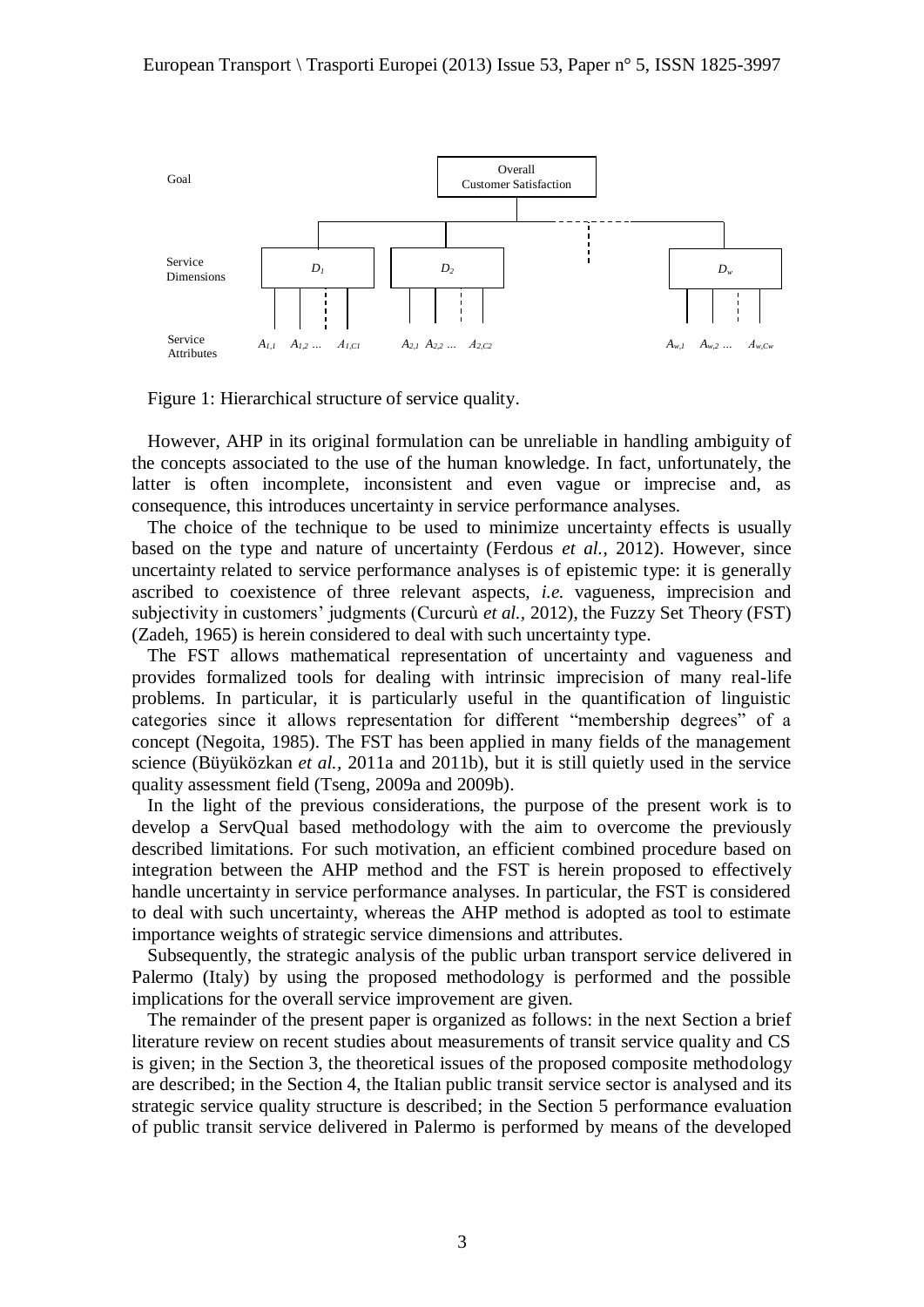Figure 1: Hierarchical structure of service quality.

However, AHP in its original formulation can be unreliable in handling ambiguity of the concepts associated to the use of the human knowledge. In fact, unfortunately, the latter is often incomplete, inconsistent and even vague or imprecise and, as consequence, this introduces uncertainty in service performance analyses.

The choice of the technique to be used to minimize uncertainty effects is usually based on the type and nature of uncertainty (Ferdous *et al.*, 2012). However, since uncertainty related to service performance analyses is of epistemic type: it is generally ascribed to coexistence of three relevant aspects, *i.e.* vagueness, imprecision and subjectivity in customers' judgments (Curcurù *et al.*, 2012), the Fuzzy Set Theory (FST) (Zadeh, 1965) is herein considered to deal with such uncertainty type.

The FST allows mathematical representation of uncertainty and vagueness and provides formalized tools for dealing with intrinsic imprecision of many real-life problems. In particular, it is particularly useful in the quantification of linguistic categories since it allows representation for different "membership degrees" of a concept (Negoita, 1985). The FST has been applied in many fields of the management science (Büyüközkan *et al.*, 2011a and 2011b), but it is still quietly used in the service quality assessment field (Tseng, 2009a and 2009b).

In the light of the previous considerations, the purpose of the present work is to develop a ServQual based methodology with the aim to overcome the previously described limitations. For such motivation, an efficient combined procedure based on integration between the AHP method and the FST is herein proposed to effectively handle uncertainty in service performance analyses. In particular, the FST is considered to deal with such uncertainty, whereas the AHP method is adopted as tool to estimate importance weights of strategic service dimensions and attributes.

Subsequently, the strategic analysis of the public urban transport service delivered in Palermo (Italy) by using the proposed methodology is performed and the possible implications for the overall service improvement are given.

The remainder of the present paper is organized as follows: in the next Section a brief literature review on recent studies about measurements of transit service quality and CS is given; in the Section 3, the theoretical issues of the proposed composite methodology are described; in the Section 4, the Italian public transit service sector is analysed and its strategic service quality structure is described; in the Section 5 performance evaluation of public transit service delivered in Palermo is performed by means of the developed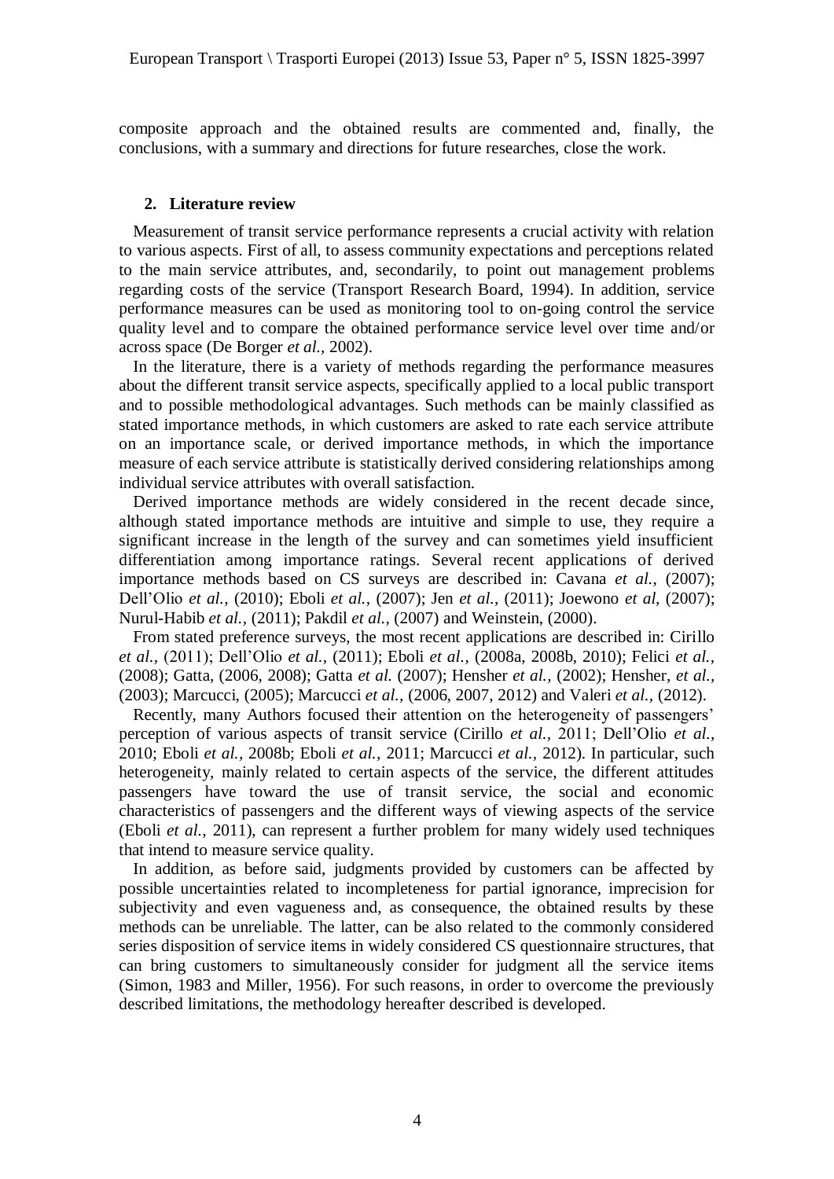composite approach and the obtained results are commented and, finally, the conclusions, with a summary and directions for future researches, close the work.

## 2. Literature review

Measurement of transit service performance represents a crucial activity with relation to various aspects. First of all, to assess community expectations and perceptions related to the main service attributes, and, secondarily, to point out management problems regarding costs of the service (Transport Research Board, 1994). In addition, service performance measures can be used as monitoring tool to on-going control the service quality level and to compare the obtained performance service level over time and/or across space (De Borger *et al.*, 2002).

In the literature, there is a variety of methods regarding the performance measures about the different transit service aspects, specifically applied to a local public transport and to possible methodological advantages. Such methods can be mainly classified as stated importance methods, in which customers are asked to rate each service attribute on an importance scale, or derived importance methods, in which the importance measure of each service attribute is statistically derived considering relationships among individual service attributes with overall satisfaction.

Derived importance methods are widely considered in the recent decade since, although stated importance methods are intuitive and simple to use, they require a significant increase in the length of the survey and can sometimes yield insufficient differentiation among importance ratings. Several recent applications of derived importance methods based on CS surveys are described in: Cavana *et al.*, (2007); Dell'Olio *et al.*, (2010); Eboli *et al.*, (2007); Jen *et al.*, (2011); Joewono *et al*, (2007); Nurul-Habib *et al.*, (2011); Pakdil *et al.*, (2007) and Weinstein, (2000).

From stated preference surveys, the most recent applications are described in: Cirillo *et al.*, (2011); Dell'Olio *et al.*, (2011); Eboli *et al.*, (2008a, 2008b, 2010); Felici *et al.*, (2008); Gatta, (2006, 2008); Gatta *et al.* (2007); Hensher *et al.*, (2002); Hensher, *et al.*, (2003); Marcucci, (2005); Marcucci *et al.*, (2006, 2007, 2012) and Valeri *et al.*, (2012).

Recently, many Authors focused their attention on the heterogeneity of passengers' perception of various aspects of transit service (Cirillo *et al.*, 2011; Dell'Olio *et al.*, 2010; Eboli *et al.*, 2008b; Eboli *et al.*, 2011; Marcucci *et al.*, 2012). In particular, such heterogeneity, mainly related to certain aspects of the service, the different attitudes passengers have toward the use of transit service, the social and economic characteristics of passengers and the different ways of viewing aspects of the service (Eboli *et al.*, 2011), can represent a further problem for many widely used techniques that intend to measure service quality.

In addition, as before said, judgments provided by customers can be affected by possible uncertainties related to incompleteness for partial ignorance, imprecision for subjectivity and even vagueness and, as consequence, the obtained results by these methods can be unreliable. The latter, can be also related to the commonly considered series disposition of service items in widely considered CS questionnaire structures, that can bring customers to simultaneously consider for judgment all the service items (Simon, 1983 and Miller, 1956). For such reasons, in order to overcome the previously described limitations, the methodology hereafter described is developed.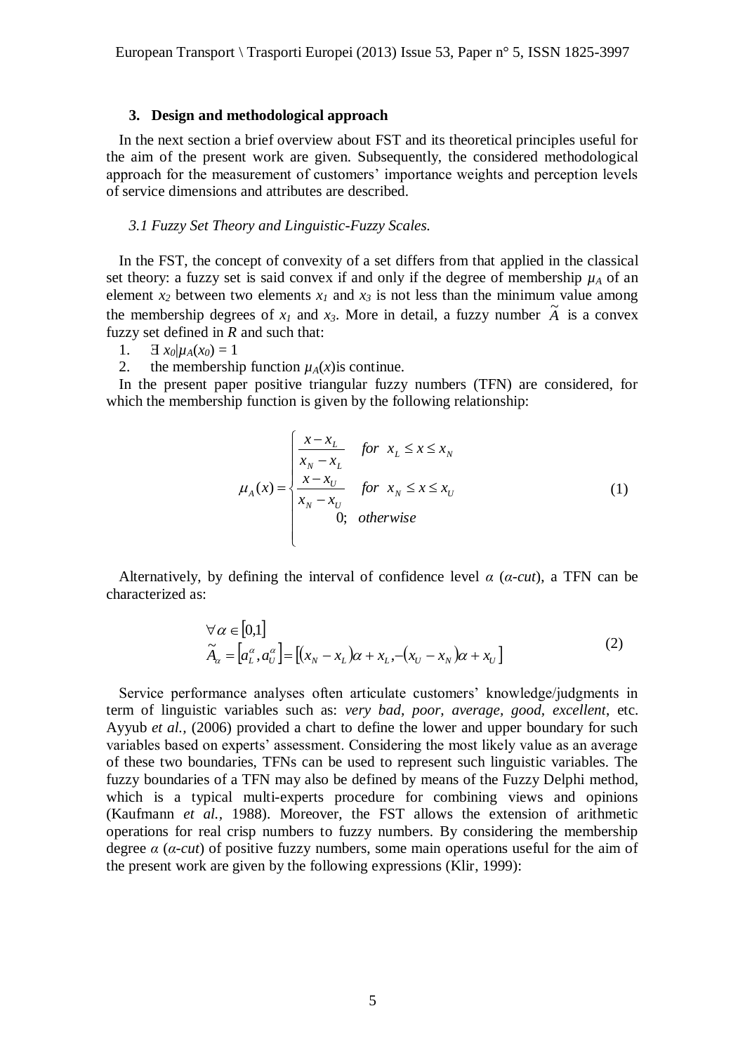## 3. Design and methodological approach

In the next section a brief overview about FST and its theoretical principles useful for the aim of the present work are given. Subsequently, the considered methodological approach for the measurement of customers' importance weights and perception levels of service dimensions and attributes are described.

### *3.1 Fuzzy Set Theory and Linguistic-Fuzzy Scales.*

In the FST, the concept of convexity of a set differs from that applied in the classical set theory: a fuzzy set is said convex if and only if the degree of membership $\mu_A$ of an element $x_2$ between two elements $x_1$ and $x_3$ is not less than the minimum value among the membership degrees of $x_1$ and $x_3$. More in detail, a fuzzy number $\tilde{A}$ is a convex fuzzy set defined in $R$ and such that:

1. $\exists\, x_0 | \mu_A(x_0) = 1$
2. the membership function $\mu_A(x)$is continue.

In the present paper positive triangular fuzzy numbers (TFN) are considered, for which the membership function is given by the following relationship:

$$\mu_A(x) = \begin{cases} \dfrac{x - x_L}{x_N - x_L} & for \;\; x_L \le x \le x_N \\ \dfrac{x - x_U}{x_N - x_U} & for \;\; x_N \le x \le x_U \\ 0; \;\; otherwise \end{cases} \tag{1}$$

Alternatively, by defining the interval of confidence level $\alpha$ (*α-cut*), a TFN can be characterized as:

$$\begin{aligned} &\forall \alpha \in [0,1] \\ &\tilde{A}_\alpha = \left[a_L^\alpha, a_U^\alpha\right] = \left[(x_N - x_L)\alpha + x_L, -(x_U - x_N)\alpha + x_U\right] \end{aligned} \tag{2}$$

Service performance analyses often articulate customers' knowledge/judgments in term of linguistic variables such as: *very bad, poor, average, good, excellent*, etc. Ayyub *et al.*, (2006) provided a chart to define the lower and upper boundary for such variables based on experts' assessment. Considering the most likely value as an average of these two boundaries, TFNs can be used to represent such linguistic variables. The fuzzy boundaries of a TFN may also be defined by means of the Fuzzy Delphi method, which is a typical multi-experts procedure for combining views and opinions (Kaufmann *et al.*, 1988). Moreover, the FST allows the extension of arithmetic operations for real crisp numbers to fuzzy numbers. By considering the membership degree $\alpha$ (*α-cut*) of positive fuzzy numbers, some main operations useful for the aim of the present work are given by the following expressions (Klir, 1999):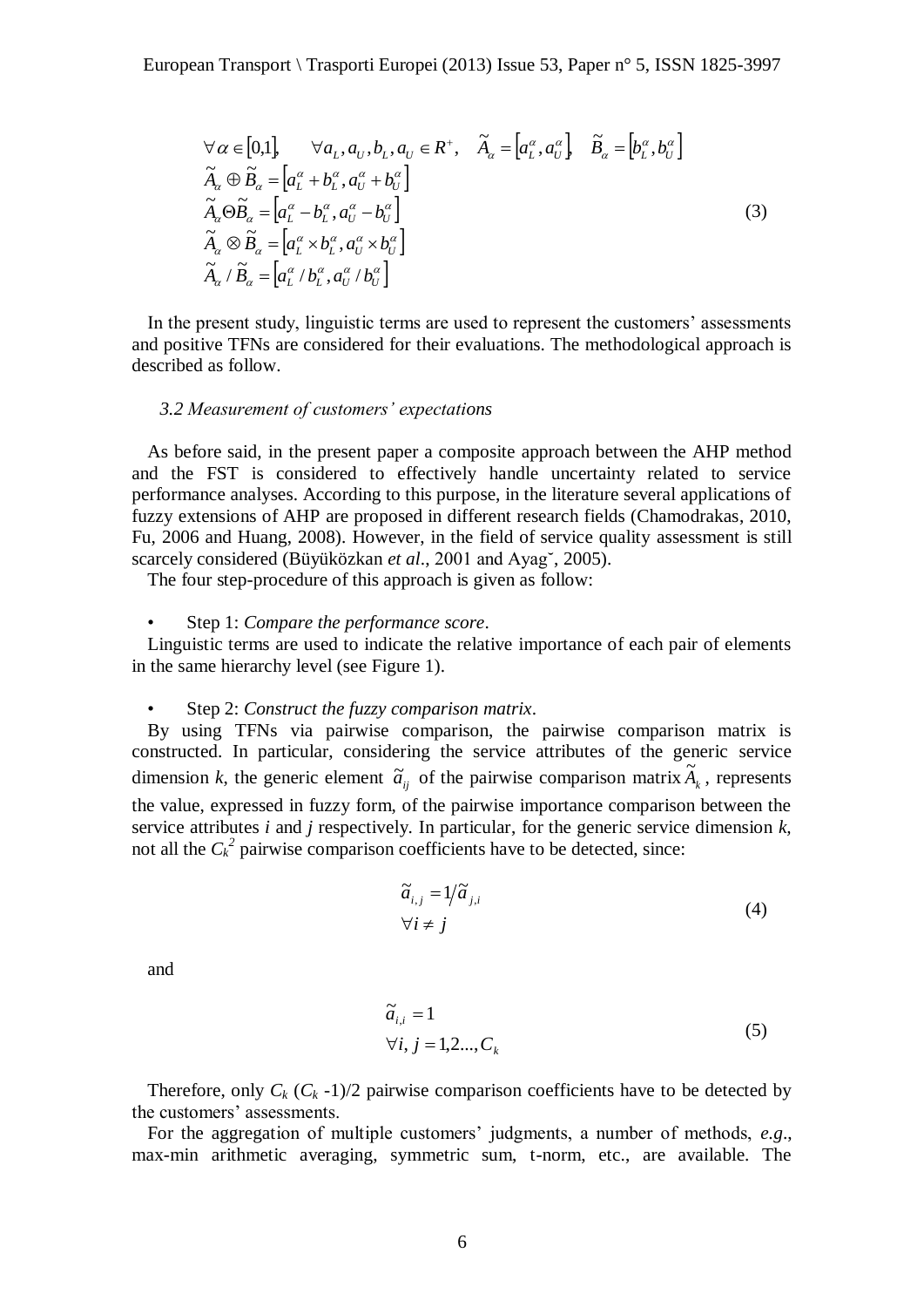$$
\begin{aligned}
&\forall \alpha \in [0,1], \quad \forall a_L, a_U, b_L, a_U \in R^+, \quad \tilde{A}_\alpha = \left[a_L^\alpha, a_U^\alpha\right], \quad \tilde{B}_\alpha = \left[b_L^\alpha, b_U^\alpha\right] \\
&\tilde{A}_\alpha \oplus \tilde{B}_\alpha = \left[a_L^\alpha + b_L^\alpha, a_U^\alpha + b_U^\alpha\right] \\
&\tilde{A}_\alpha \Theta \tilde{B}_\alpha = \left[a_L^\alpha - b_L^\alpha, a_U^\alpha - b_U^\alpha\right] \\
&\tilde{A}_\alpha \otimes \tilde{B}_\alpha = \left[a_L^\alpha \times b_L^\alpha, a_U^\alpha \times b_U^\alpha\right] \\
&\tilde{A}_\alpha / \tilde{B}_\alpha = \left[a_L^\alpha / b_L^\alpha, a_U^\alpha / b_U^\alpha\right]
\end{aligned}
\tag{3}
$$

In the present study, linguistic terms are used to represent the customers' assessments and positive TFNs are considered for their evaluations. The methodological approach is described as follow.

### *3.2 Measurement of customers' expectations*

As before said, in the present paper a composite approach between the AHP method and the FST is considered to effectively handle uncertainty related to service performance analyses. According to this purpose, in the literature several applications of fuzzy extensions of AHP are proposed in different research fields (Chamodrakas, 2010, Fu, 2006 and Huang, 2008). However, in the field of service quality assessment is still scarcely considered (Büyüközkan *et al*., 2001 and Ayagˇ, 2005).

The four step-procedure of this approach is given as follow:

- Step 1: *Compare the performance score*.

Linguistic terms are used to indicate the relative importance of each pair of elements in the same hierarchy level (see Figure 1).

- Step 2: *Construct the fuzzy comparison matrix*.

By using TFNs via pairwise comparison, the pairwise comparison matrix is constructed. In particular, considering the service attributes of the generic service dimension *k*, the generic element $\tilde{a}_{ij}$ of the pairwise comparison matrix $\tilde{A}_k$, represents the value, expressed in fuzzy form, of the pairwise importance comparison between the service attributes *i* and *j* respectively. In particular, for the generic service dimension *k,* not all the $C_k^2$ pairwise comparison coefficients have to be detected, since:

$$
\begin{aligned}
&\tilde{a}_{i,j} = 1/\tilde{a}_{j,i} \\
&\forall i \neq j
\end{aligned}
\tag{4}
$$

and

$$
\begin{aligned}
&\tilde{a}_{i,i} = 1 \\
&\forall i, j = 1,2..., C_k
\end{aligned}
\tag{5}
$$

Therefore, only $C_k$ ($C_k$ -1)/2 pairwise comparison coefficients have to be detected by the customers' assessments.

For the aggregation of multiple customers' judgments, a number of methods, *e.g*., max-min arithmetic averaging, symmetric sum, t-norm, etc., are available. The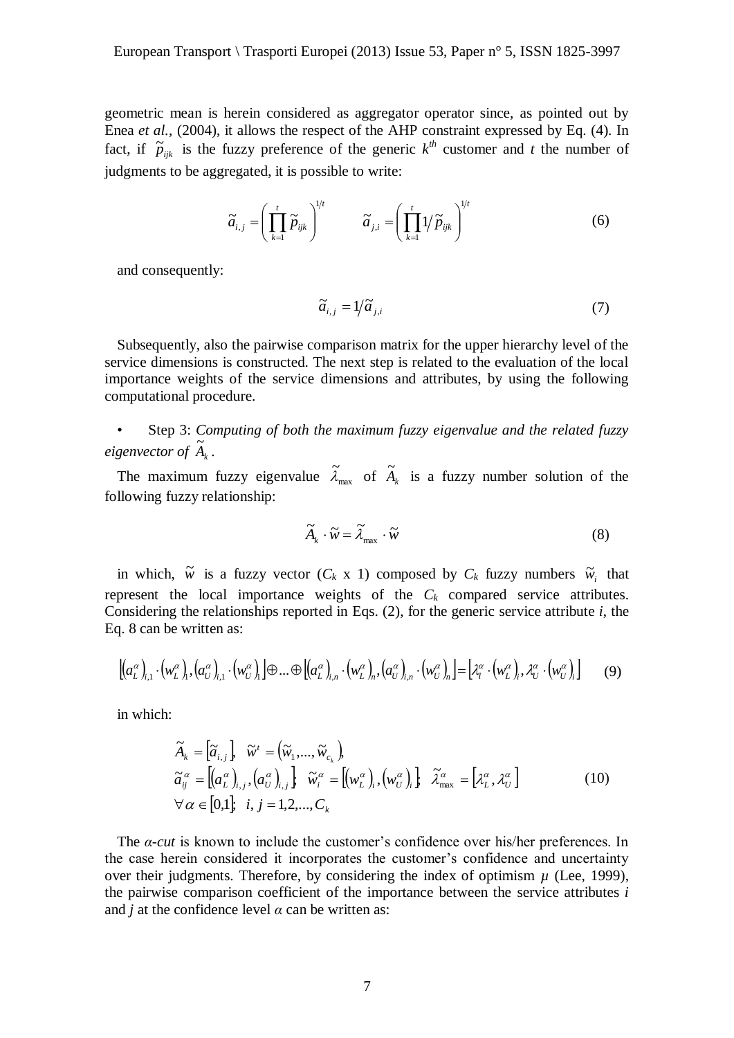geometric mean is herein considered as aggregator operator since, as pointed out by Enea *et al.*, (2004), it allows the respect of the AHP constraint expressed by Eq. (4). In fact, if $\tilde{p}_{ijk}$ is the fuzzy preference of the generic $k^{th}$ customer and $t$ the number of judgments to be aggregated, it is possible to write:

$$\tilde{a}_{i,j} = \left( \prod_{k=1}^{t} \tilde{p}_{ijk} \right)^{1/t} \qquad \tilde{a}_{j,i} = \left( \prod_{k=1}^{t} 1/\tilde{p}_{ijk} \right)^{1/t} \tag{6}$$

and consequently:

$$\tilde{a}_{i,j} = 1/\tilde{a}_{j,i} \tag{7}$$

Subsequently, also the pairwise comparison matrix for the upper hierarchy level of the service dimensions is constructed. The next step is related to the evaluation of the local importance weights of the service dimensions and attributes, by using the following computational procedure.

- Step 3: *Computing of both the maximum fuzzy eigenvalue and the related fuzzy eigenvector of* $\tilde{A}_k$.

The maximum fuzzy eigenvalue $\tilde{\lambda}_{\max}$ of $\tilde{A}_k$ is a fuzzy number solution of the following fuzzy relationship:

$$\tilde{A}_k \cdot \tilde{w} = \tilde{\lambda}_{\max} \cdot \tilde{w} \tag{8}$$

in which, $\tilde{w}$ is a fuzzy vector ($C_k$ x 1) composed by $C_k$ fuzzy numbers $\tilde{w}_i$ that represent the local importance weights of the $C_k$ compared service attributes. Considering the relationships reported in Eqs. (2), for the generic service attribute $i$, the Eq. 8 can be written as:

$$\left[\left(a_L^\alpha\right)_{i,1} \cdot \left(w_L^\alpha\right)_1, \left(a_U^\alpha\right)_{i,1} \cdot \left(w_U^\alpha\right)_1\right] \oplus \ldots \oplus \left[\left(a_L^\alpha\right)_{i,n} \cdot \left(w_L^\alpha\right)_n, \left(a_U^\alpha\right)_{i,n} \cdot \left(w_U^\alpha\right)_n\right] = \left[\lambda_l^\alpha \cdot \left(w_L^\alpha\right)_i, \lambda_U^\alpha \cdot \left(w_U^\alpha\right)_i\right] \tag{9}$$

in which:

$$\begin{aligned}
&\tilde{A}_k = \left[\tilde{a}_{i,j}\right], \quad \tilde{w}^t = \left(\tilde{w}_1, \ldots, \tilde{w}_{c_k}\right), \\
&\tilde{a}_{ij}^\alpha = \left[\left(a_L^\alpha\right)_{i,j}, \left(a_U^\alpha\right)_{i,j}\right]; \quad \tilde{w}_i^\alpha = \left[\left(w_L^\alpha\right)_i, \left(w_U^\alpha\right)_i\right]; \quad \tilde{\lambda}_{\max}^\alpha = \left[\lambda_L^\alpha, \lambda_U^\alpha\right] \\
&\forall \alpha \in [0,1]; \quad i, j = 1,2,\ldots,C_k
\end{aligned} \tag{10}$$

The *α-cut* is known to include the customer's confidence over his/her preferences. In the case herein considered it incorporates the customer's confidence and uncertainty over their judgments. Therefore, by considering the index of optimism $\mu$ (Lee, 1999), the pairwise comparison coefficient of the importance between the service attributes $i$ and $j$ at the confidence level $\alpha$ can be written as: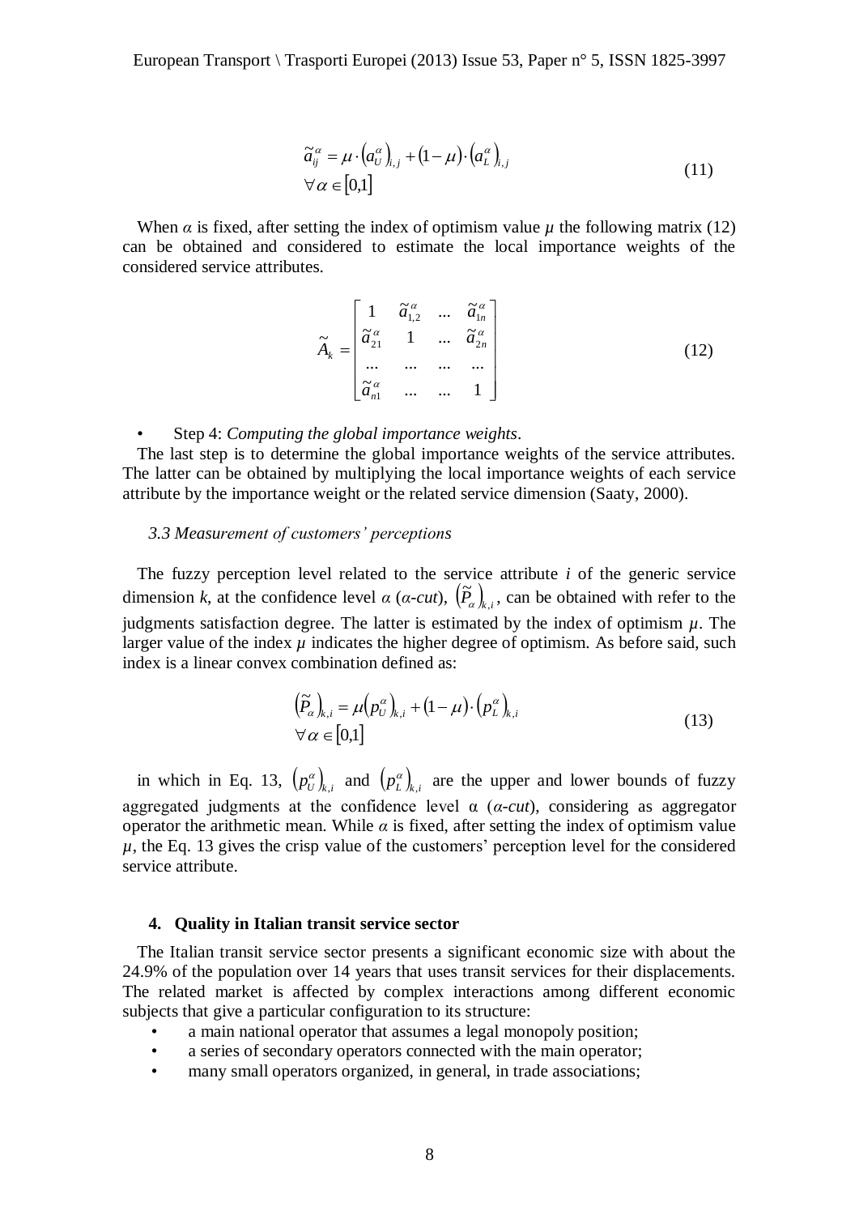$$\tilde{a}_{ij}^{\alpha} = \mu \cdot \left(a_U^{\alpha}\right)_{i,j} + (1-\mu) \cdot \left(a_L^{\alpha}\right)_{i,j} \qquad (11)$$
$$\forall \alpha \in [0,1]$$

When $\alpha$ is fixed, after setting the index of optimism value $\mu$ the following matrix (12) can be obtained and considered to estimate the local importance weights of the considered service attributes.

$$\tilde{A}_k = \begin{bmatrix} 1 & \tilde{a}_{1,2}^{\alpha} & \dots & \tilde{a}_{1n}^{\alpha} \\ \tilde{a}_{21}^{\alpha} & 1 & \dots & \tilde{a}_{2n}^{\alpha} \\ \dots & \dots & \dots & \dots \\ \tilde{a}_{n1}^{\alpha} & \dots & \dots & 1 \end{bmatrix} \qquad (12)$$

- Step 4: *Computing the global importance weights*.

The last step is to determine the global importance weights of the service attributes. The latter can be obtained by multiplying the local importance weights of each service attribute by the importance weight or the related service dimension (Saaty, 2000).

### *3.3 Measurement of customers' perceptions*

The fuzzy perception level related to the service attribute *i* of the generic service dimension *k*, at the confidence level $\alpha$ ($\alpha$-*cut*), $\left(\tilde{P}_{\alpha}\right)_{k,i}$, can be obtained with refer to the judgments satisfaction degree. The latter is estimated by the index of optimism $\mu$. The larger value of the index $\mu$ indicates the higher degree of optimism. As before said, such index is a linear convex combination defined as:

$$\left(\tilde{P}_{\alpha}\right)_{k,i} = \mu\left(p_U^{\alpha}\right)_{k,i} + (1-\mu) \cdot \left(p_L^{\alpha}\right)_{k,i} \qquad (13)$$
$$\forall \alpha \in [0,1]$$

in which in Eq. 13, $\left(p_U^{\alpha}\right)_{k,i}$ and $\left(p_L^{\alpha}\right)_{k,i}$ are the upper and lower bounds of fuzzy aggregated judgments at the confidence level $\alpha$ ($\alpha$-*cut*), considering as aggregator operator the arithmetic mean. While $\alpha$ is fixed, after setting the index of optimism value $\mu$, the Eq. 13 gives the crisp value of the customers' perception level for the considered service attribute.

## 4. Quality in Italian transit service sector

The Italian transit service sector presents a significant economic size with about the 24.9% of the population over 14 years that uses transit services for their displacements. The related market is affected by complex interactions among different economic subjects that give a particular configuration to its structure:

- a main national operator that assumes a legal monopoly position;
- a series of secondary operators connected with the main operator;
- many small operators organized, in general, in trade associations;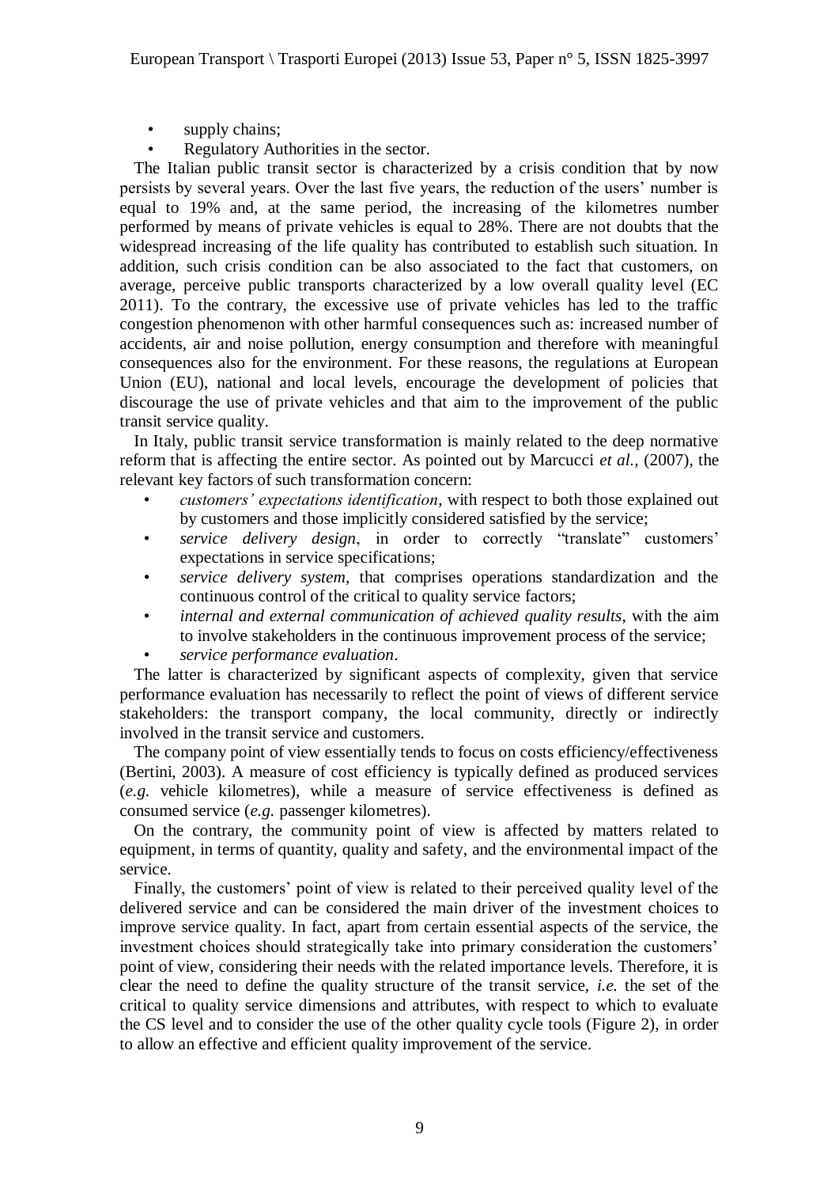- supply chains;
- Regulatory Authorities in the sector.

The Italian public transit sector is characterized by a crisis condition that by now persists by several years. Over the last five years, the reduction of the users' number is equal to 19% and, at the same period, the increasing of the kilometres number performed by means of private vehicles is equal to 28%. There are not doubts that the widespread increasing of the life quality has contributed to establish such situation. In addition, such crisis condition can be also associated to the fact that customers, on average, perceive public transports characterized by a low overall quality level (EC 2011). To the contrary, the excessive use of private vehicles has led to the traffic congestion phenomenon with other harmful consequences such as: increased number of accidents, air and noise pollution, energy consumption and therefore with meaningful consequences also for the environment. For these reasons, the regulations at European Union (EU), national and local levels, encourage the development of policies that discourage the use of private vehicles and that aim to the improvement of the public transit service quality.

In Italy, public transit service transformation is mainly related to the deep normative reform that is affecting the entire sector. As pointed out by Marcucci *et al.,* (2007), the relevant key factors of such transformation concern:

- *customers' expectations identification*, with respect to both those explained out by customers and those implicitly considered satisfied by the service;
- *service delivery design*, in order to correctly "translate" customers' expectations in service specifications;
- *service delivery system*, that comprises operations standardization and the continuous control of the critical to quality service factors;
- *internal and external communication of achieved quality results*, with the aim to involve stakeholders in the continuous improvement process of the service;
- *service performance evaluation*.

The latter is characterized by significant aspects of complexity, given that service performance evaluation has necessarily to reflect the point of views of different service stakeholders: the transport company, the local community, directly or indirectly involved in the transit service and customers.

The company point of view essentially tends to focus on costs efficiency/effectiveness (Bertini, 2003). A measure of cost efficiency is typically defined as produced services (*e.g.* vehicle kilometres), while a measure of service effectiveness is defined as consumed service (*e.g.* passenger kilometres).

On the contrary, the community point of view is affected by matters related to equipment, in terms of quantity, quality and safety, and the environmental impact of the service.

Finally, the customers' point of view is related to their perceived quality level of the delivered service and can be considered the main driver of the investment choices to improve service quality. In fact, apart from certain essential aspects of the service, the investment choices should strategically take into primary consideration the customers' point of view, considering their needs with the related importance levels. Therefore, it is clear the need to define the quality structure of the transit service, *i.e.* the set of the critical to quality service dimensions and attributes, with respect to which to evaluate the CS level and to consider the use of the other quality cycle tools (Figure 2), in order to allow an effective and efficient quality improvement of the service.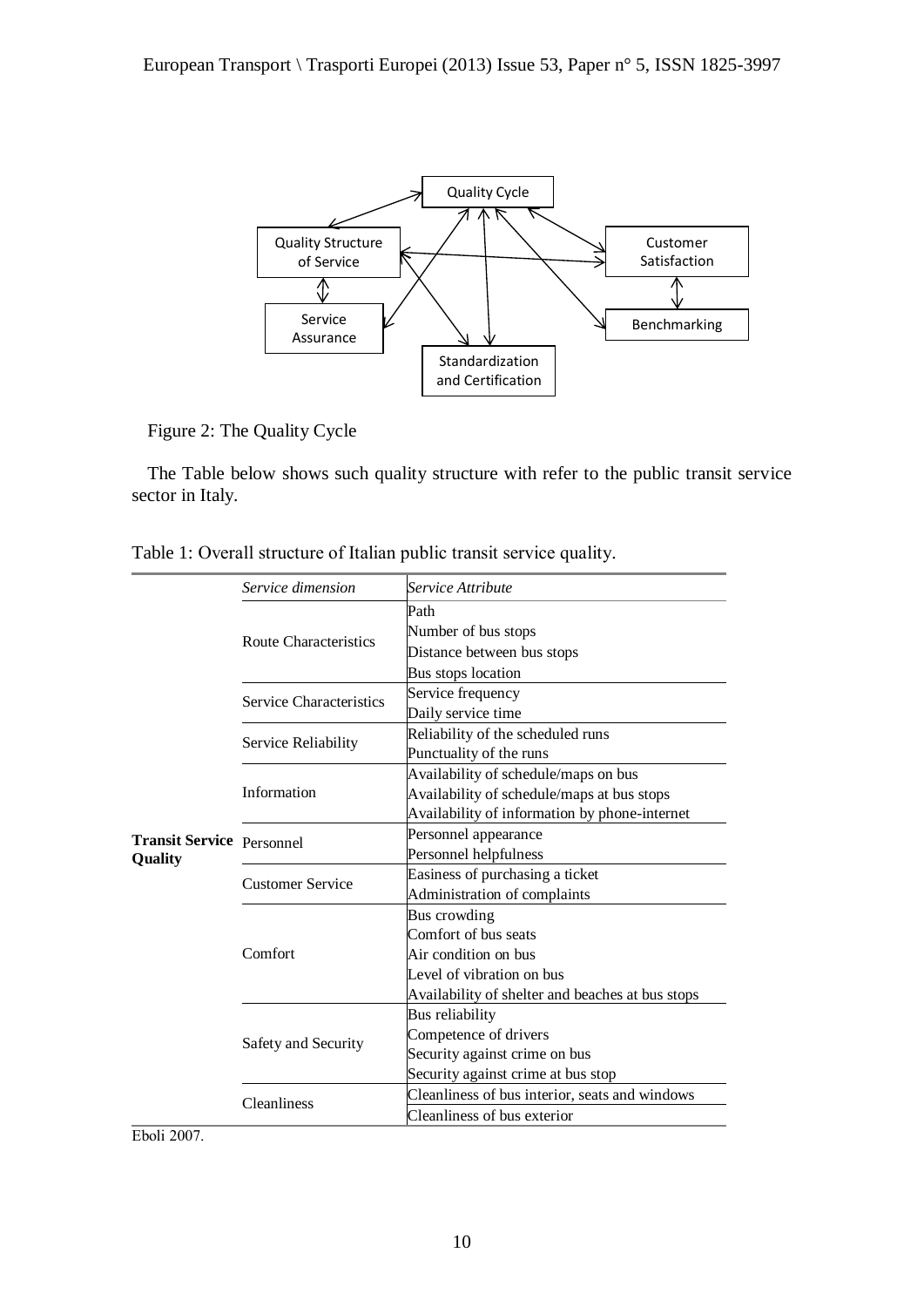Figure 2: The Quality Cycle

The Table below shows such quality structure with refer to the public transit service sector in Italy.

Table 1: Overall structure of Italian public transit service quality.

| | *Service dimension* | *Service Attribute* |
|---|---|---|
| **Transit Service Quality** | Route Characteristics | Path |
| | | Number of bus stops |
| | | Distance between bus stops |
| | | Bus stops location |
| | Service Characteristics | Service frequency |
| | | Daily service time |
| | Service Reliability | Reliability of the scheduled runs |
| | | Punctuality of the runs |
| | Information | Availability of schedule/maps on bus |
| | | Availability of schedule/maps at bus stops |
| | | Availability of information by phone-internet |
| | Personnel | Personnel appearance |
| | | Personnel helpfulness |
| | Customer Service | Easiness of purchasing a ticket |
| | | Administration of complaints |
| | Comfort | Bus crowding |
| | | Comfort of bus seats |
| | | Air condition on bus |
| | | Level of vibration on bus |
| | | Availability of shelter and beaches at bus stops |
| | Safety and Security | Bus reliability |
| | | Competence of drivers |
| | | Security against crime on bus |
| | | Security against crime at bus stop |
| | Cleanliness | Cleanliness of bus interior, seats and windows |
| | | Cleanliness of bus exterior |

Eboli 2007.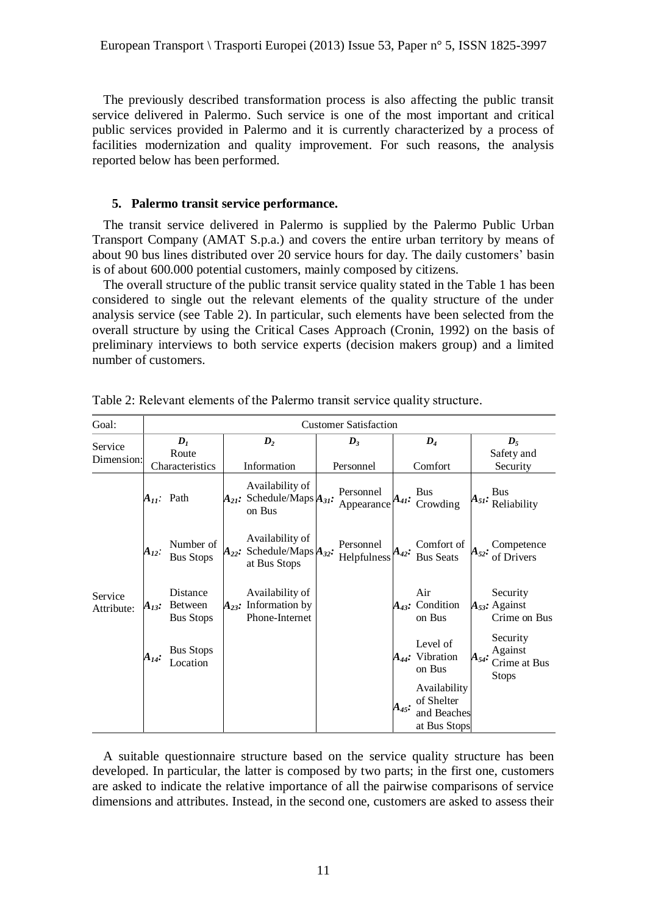The previously described transformation process is also affecting the public transit service delivered in Palermo. Such service is one of the most important and critical public services provided in Palermo and it is currently characterized by a process of facilities modernization and quality improvement. For such reasons, the analysis reported below has been performed.

## 5. Palermo transit service performance.

The transit service delivered in Palermo is supplied by the Palermo Public Urban Transport Company (AMAT S.p.a.) and covers the entire urban territory by means of about 90 bus lines distributed over 20 service hours for day. The daily customers' basin is of about 600.000 potential customers, mainly composed by citizens.

The overall structure of the public transit service quality stated in the Table 1 has been considered to single out the relevant elements of the quality structure of the under analysis service (see Table 2). In particular, such elements have been selected from the overall structure by using the Critical Cases Approach (Cronin, 1992) on the basis of preliminary interviews to both service experts (decision makers group) and a limited number of customers.

Table 2: Relevant elements of the Palermo transit service quality structure.

| Goal: | Customer Satisfaction | | | | |
|---|---|---|---|---|---|
| Service Dimension: | $D_1$ Route Characteristics | $D_2$ Information | $D_3$ Personnel | $D_4$ Comfort | $D_5$ Safety and Security |
| Service Attribute: | $A_{11}$: Path | $A_{21}$: Availability of Schedule/Maps on Bus | $A_{31}$: Personnel Appearance | $A_{41}$: Bus Crowding | $A_{51}$: Bus Reliability |
| | $A_{12}$: Number of Bus Stops | $A_{22}$: Availability of Schedule/Maps at Bus Stops | $A_{32}$: Personnel Helpfulness | $A_{42}$: Comfort of Bus Seats | $A_{52}$: Competence of Drivers |
| | $A_{13}$: Distance Between Bus Stops | $A_{23}$: Availability of Information by Phone-Internet | | $A_{43}$: Air Condition on Bus | $A_{53}$: Security Against Crime on Bus |
| | $A_{14}$: Bus Stops Location | | | $A_{44}$: Level of Vibration on Bus | $A_{54}$: Security Against Crime at Bus Stops |
| | | | | $A_{45}$: Availability of Shelter and Beaches at Bus Stops | |

A suitable questionnaire structure based on the service quality structure has been developed. In particular, the latter is composed by two parts; in the first one, customers are asked to indicate the relative importance of all the pairwise comparisons of service dimensions and attributes. Instead, in the second one, customers are asked to assess their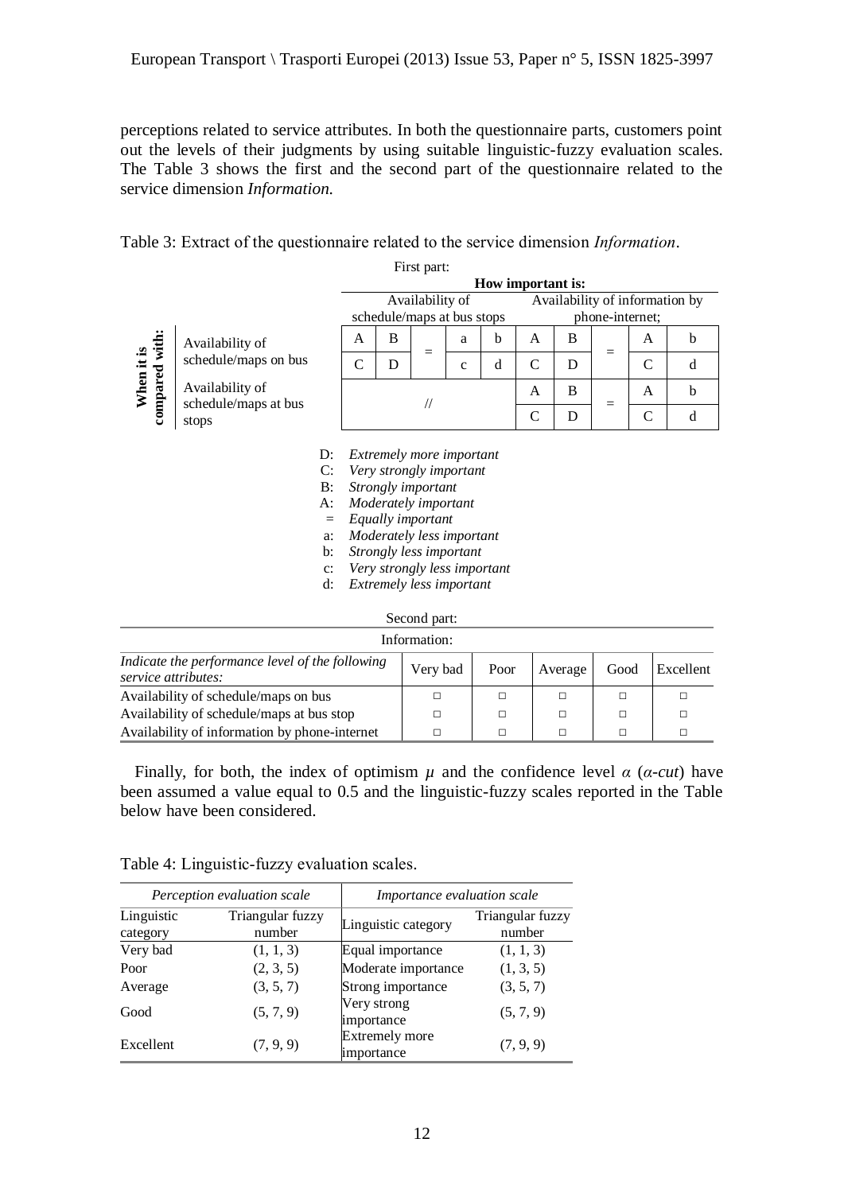perceptions related to service attributes. In both the questionnaire parts, customers point out the levels of their judgments by using suitable linguistic-fuzzy evaluation scales. The Table 3 shows the first and the second part of the questionnaire related to the service dimension *Information.*

Table 3: Extract of the questionnaire related to the service dimension *Information*.

First part:

| When it is compared with: | How important is: Availability of schedule/maps at bus stops | | | | | Availability of information by phone-internet; | | | | |
|---|---|---|---|---|---|---|---|---|---|---|
| Availability of schedule/maps on bus | A | B | = | a | b | A | B | = | A | b |
| | C | D | | c | d | C | D | | C | d |
| Availability of schedule/maps at bus stops | // | | | | | A | B | = | A | b |
| | | | | | | C | D | | C | d |

D: *Extremely more important*
C: *Very strongly important*
B: *Strongly important*
A: *Moderately important*
=: *Equally important*
a: *Moderately less important*
b: *Strongly less important*
c: *Very strongly less important*
d: *Extremely less important*

Second part:

| Information: | | | | | |
|---|---|---|---|---|---|
| *Indicate the performance level of the following service attributes:* | Very bad | Poor | Average | Good | Excellent |
| Availability of schedule/maps on bus | □ | □ | □ | □ | □ |
| Availability of schedule/maps at bus stop | □ | □ | □ | □ | □ |
| Availability of information by phone-internet | □ | □ | □ | □ | □ |

Finally, for both, the index of optimism $\mu$ and the confidence level $\alpha$ (*$\alpha$-cut*) have been assumed a value equal to 0.5 and the linguistic-fuzzy scales reported in the Table below have been considered.

Table 4: Linguistic-fuzzy evaluation scales.

| *Perception evaluation scale* | | *Importance evaluation scale* | |
|---|---|---|---|
| Linguistic category | Triangular fuzzy number | Linguistic category | Triangular fuzzy number |
| Very bad | (1, 1, 3) | Equal importance | (1, 1, 3) |
| Poor | (2, 3, 5) | Moderate importance | (1, 3, 5) |
| Average | (3, 5, 7) | Strong importance | (3, 5, 7) |
| Good | (5, 7, 9) | Very strong importance | (5, 7, 9) |
| Excellent | (7, 9, 9) | Extremely more importance | (7, 9, 9) |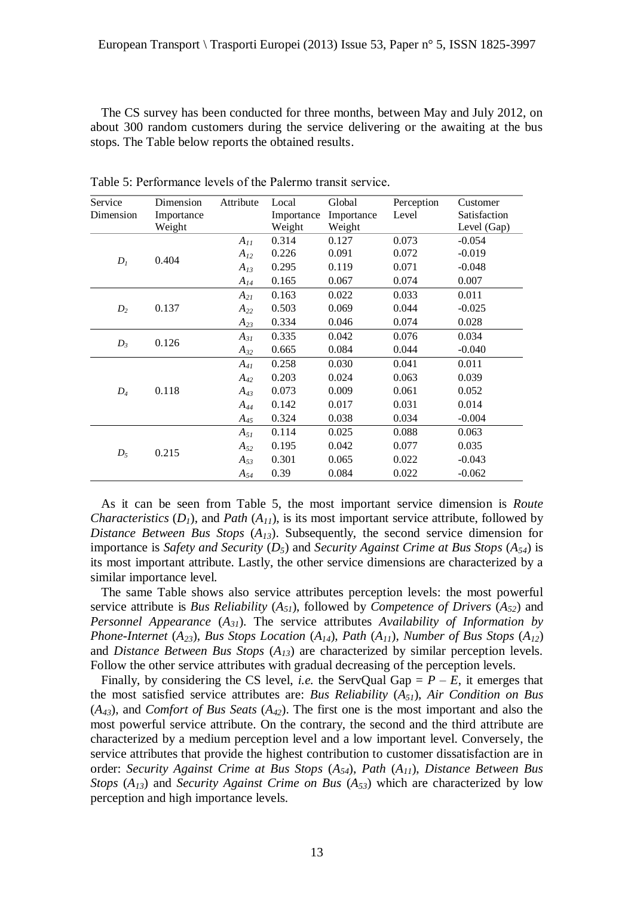The CS survey has been conducted for three months, between May and July 2012, on about 300 random customers during the service delivering or the awaiting at the bus stops. The Table below reports the obtained results.

Table 5: Performance levels of the Palermo transit service.

| Service Dimension | Dimension Importance Weight | Attribute | Local Importance Weight | Global Importance Weight | Perception Level | Customer Satisfaction Level (Gap) |
|---|---|---|---|---|---|---|
| $D_1$ | 0.404 | $A_{11}$ | 0.314 | 0.127 | 0.073 | -0.054 |
| | | $A_{12}$ | 0.226 | 0.091 | 0.072 | -0.019 |
| | | $A_{13}$ | 0.295 | 0.119 | 0.071 | -0.048 |
| | | $A_{14}$ | 0.165 | 0.067 | 0.074 | 0.007 |
| $D_2$ | 0.137 | $A_{21}$ | 0.163 | 0.022 | 0.033 | 0.011 |
| | | $A_{22}$ | 0.503 | 0.069 | 0.044 | -0.025 |
| | | $A_{23}$ | 0.334 | 0.046 | 0.074 | 0.028 |
| $D_3$ | 0.126 | $A_{31}$ | 0.335 | 0.042 | 0.076 | 0.034 |
| | | $A_{32}$ | 0.665 | 0.084 | 0.044 | -0.040 |
| $D_4$ | 0.118 | $A_{41}$ | 0.258 | 0.030 | 0.041 | 0.011 |
| | | $A_{42}$ | 0.203 | 0.024 | 0.063 | 0.039 |
| | | $A_{43}$ | 0.073 | 0.009 | 0.061 | 0.052 |
| | | $A_{44}$ | 0.142 | 0.017 | 0.031 | 0.014 |
| | | $A_{45}$ | 0.324 | 0.038 | 0.034 | -0.004 |
| $D_5$ | 0.215 | $A_{51}$ | 0.114 | 0.025 | 0.088 | 0.063 |
| | | $A_{52}$ | 0.195 | 0.042 | 0.077 | 0.035 |
| | | $A_{53}$ | 0.301 | 0.065 | 0.022 | -0.043 |
| | | $A_{54}$ | 0.39 | 0.084 | 0.022 | -0.062 |

As it can be seen from Table 5, the most important service dimension is *Route Characteristics* ($D_1$), and *Path* ($A_{11}$), is its most important service attribute, followed by *Distance Between Bus Stops* ($A_{13}$). Subsequently, the second service dimension for importance is *Safety and Security* ($D_5$) and *Security Against Crime at Bus Stops* ($A_{54}$) is its most important attribute. Lastly, the other service dimensions are characterized by a similar importance level.

The same Table shows also service attributes perception levels: the most powerful service attribute is *Bus Reliability* ($A_{51}$), followed by *Competence of Drivers* ($A_{52}$) and *Personnel Appearance* ($A_{31}$). The service attributes *Availability of Information by Phone-Internet* ($A_{23}$), *Bus Stops Location* ($A_{14}$), *Path* ($A_{11}$), *Number of Bus Stops* ($A_{12}$) and *Distance Between Bus Stops* ($A_{13}$) are characterized by similar perception levels. Follow the other service attributes with gradual decreasing of the perception levels.

Finally, by considering the CS level, *i.e.* the ServQual Gap = $P - E$, it emerges that the most satisfied service attributes are: *Bus Reliability* ($A_{51}$), *Air Condition on Bus* ($A_{43}$), and *Comfort of Bus Seats* ($A_{42}$). The first one is the most important and also the most powerful service attribute. On the contrary, the second and the third attribute are characterized by a medium perception level and a low important level. Conversely, the service attributes that provide the highest contribution to customer dissatisfaction are in order: *Security Against Crime at Bus Stops* ($A_{54}$), *Path* ($A_{11}$), *Distance Between Bus Stops* ($A_{13}$) and *Security Against Crime on Bus* ($A_{53}$) which are characterized by low perception and high importance levels.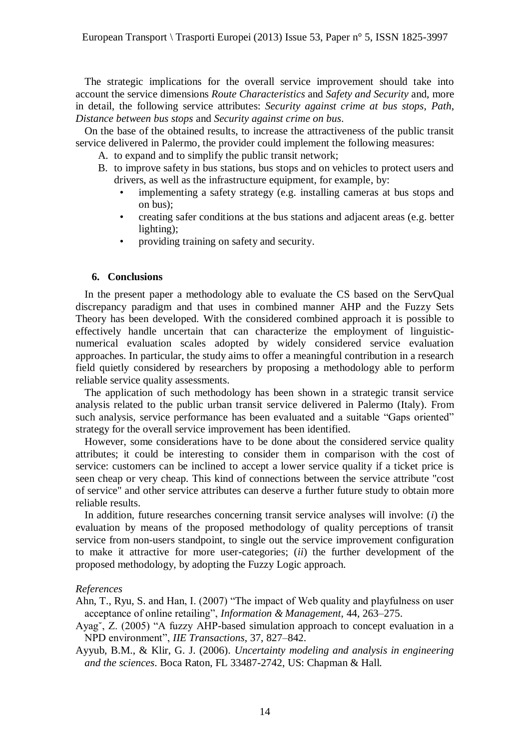The strategic implications for the overall service improvement should take into account the service dimensions *Route Characteristics* and *Safety and Security* and, more in detail, the following service attributes: *Security against crime at bus stops*, *Path*, *Distance between bus stops* and *Security against crime on bus*.

On the base of the obtained results, to increase the attractiveness of the public transit service delivered in Palermo, the provider could implement the following measures:

A. to expand and to simplify the public transit network;
B. to improve safety in bus stations, bus stops and on vehicles to protect users and drivers, as well as the infrastructure equipment, for example, by:
   - implementing a safety strategy (e.g. installing cameras at bus stops and on bus);
   - creating safer conditions at the bus stations and adjacent areas (e.g. better lighting);
   - providing training on safety and security.

## 6. Conclusions

In the present paper a methodology able to evaluate the CS based on the ServQual discrepancy paradigm and that uses in combined manner AHP and the Fuzzy Sets Theory has been developed. With the considered combined approach it is possible to effectively handle uncertain that can characterize the employment of linguistic-numerical evaluation scales adopted by widely considered service evaluation approaches. In particular, the study aims to offer a meaningful contribution in a research field quietly considered by researchers by proposing a methodology able to perform reliable service quality assessments.

The application of such methodology has been shown in a strategic transit service analysis related to the public urban transit service delivered in Palermo (Italy). From such analysis, service performance has been evaluated and a suitable "Gaps oriented" strategy for the overall service improvement has been identified.

However, some considerations have to be done about the considered service quality attributes; it could be interesting to consider them in comparison with the cost of service: customers can be inclined to accept a lower service quality if a ticket price is seen cheap or very cheap. This kind of connections between the service attribute "cost of service" and other service attributes can deserve a further future study to obtain more reliable results.

In addition, future researches concerning transit service analyses will involve: (*i*) the evaluation by means of the proposed methodology of quality perceptions of transit service from non-users standpoint, to single out the service improvement configuration to make it attractive for more user-categories; (*ii*) the further development of the proposed methodology, by adopting the Fuzzy Logic approach.

*References*

Ahn, T., Ryu, S. and Han, I. (2007) "The impact of Web quality and playfulness on user acceptance of online retailing", *Information & Management*, 44, 263–275.

Ayag˘, Z. (2005) "A fuzzy AHP-based simulation approach to concept evaluation in a NPD environment", *IIE Transactions*, 37, 827–842.

Ayyub, B.M., & Klir, G. J. (2006). *Uncertainty modeling and analysis in engineering and the sciences*. Boca Raton, FL 33487-2742, US: Chapman & Hall.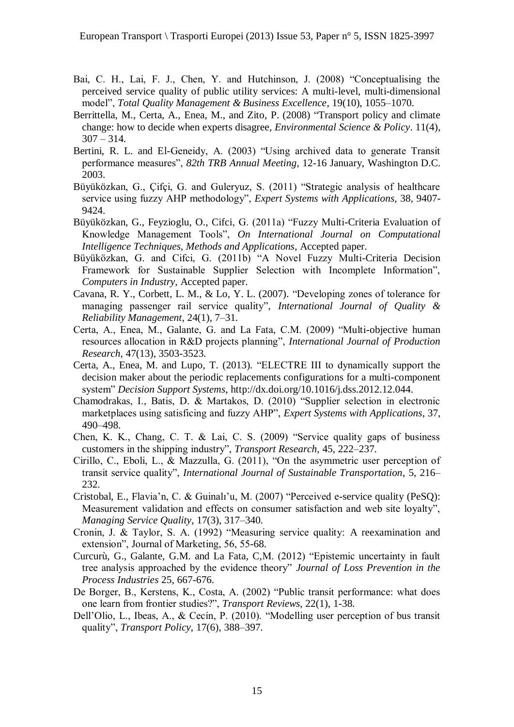Bai, C. H., Lai, F. J., Chen, Y. and Hutchinson, J. (2008) "Conceptualising the perceived service quality of public utility services: A multi-level, multi-dimensional model", *Total Quality Management & Business Excellence*, 19(10), 1055–1070.

Berrittella, M., Certa, A., Enea, M., and Zito, P. (2008) "Transport policy and climate change: how to decide when experts disagree, *Environmental Science & Policy*. 11(4), 307 – 314.

Bertini, R. L. and El-Geneidy, A. (2003) "Using archived data to generate Transit performance measures", *82th TRB Annual Meeting*, 12-16 January, Washington D.C. 2003.

Büyüközkan, G., Çifçi, G. and Guleryuz, S. (2011) "Strategic analysis of healthcare service using fuzzy AHP methodology", *Expert Systems with Applications,* 38, 9407-9424.

Büyüközkan, G., Feyzioglu, O., Cifci, G. (2011a) "Fuzzy Multi-Criteria Evaluation of Knowledge Management Tools", *On International Journal on Computational Intelligence Techniques, Methods and Applications*, Accepted paper.

Büyüközkan, G. and Cifci, G. (2011b) "A Novel Fuzzy Multi-Criteria Decision Framework for Sustainable Supplier Selection with Incomplete Information", *Computers in Industry*, Accepted paper.

Cavana, R. Y., Corbett, L. M., & Lo, Y. L. (2007). "Developing zones of tolerance for managing passenger rail service quality", *International Journal of Quality & Reliability Management*, 24(1), 7–31.

Certa, A., Enea, M., Galante, G. and La Fata, C.M. (2009) "Multi-objective human resources allocation in R&D projects planning", *International Journal of Production Research*, 47(13), 3503-3523.

Certa, A., Enea, M. and Lupo, T. (2013). "ELECTRE III to dynamically support the decision maker about the periodic replacements configurations for a multi-component system" *Decision Support Systems*, http://dx.doi.org/10.1016/j.dss.2012.12.044.

Chamodrakas, I., Batis, D. & Martakos, D. (2010) "Supplier selection in electronic marketplaces using satisficing and fuzzy AHP", *Expert Systems with Applications*, 37, 490–498.

Chen, K. K., Chang, C. T. & Lai, C. S. (2009) "Service quality gaps of business customers in the shipping industry", *Transport Research*, 45, 222–237.

Cirillo, C., Eboli, L., & Mazzulla, G. (2011), "On the asymmetric user perception of transit service quality", *International Journal of Sustainable Transportation*, 5, 216–232.

Cristobal, E., Flavia'n, C. & Guinalı'u, M. (2007) "Perceived e-service quality (PeSQ): Measurement validation and effects on consumer satisfaction and web site loyalty", *Managing Service Quality*, 17(3), 317–340.

Cronin, J. & Taylor, S. A. (1992) "Measuring service quality: A reexamination and extension", Journal of Marketing, 56, 55-68.

Curcurù, G., Galante, G.M. and La Fata, C,M. (2012) "Epistemic uncertainty in fault tree analysis approached by the evidence theory" *Journal of Loss Prevention in the Process Industries* 25, 667-676.

De Borger, B., Kerstens, K., Costa, A. (2002) "Public transit performance: what does one learn from frontier studies?", *Transport Reviews*, 22(1), 1-38.

Dell'Olio, L., Ibeas, A., & Cecín, P. (2010). "Modelling user perception of bus transit quality", *Transport Policy*, 17(6), 388–397.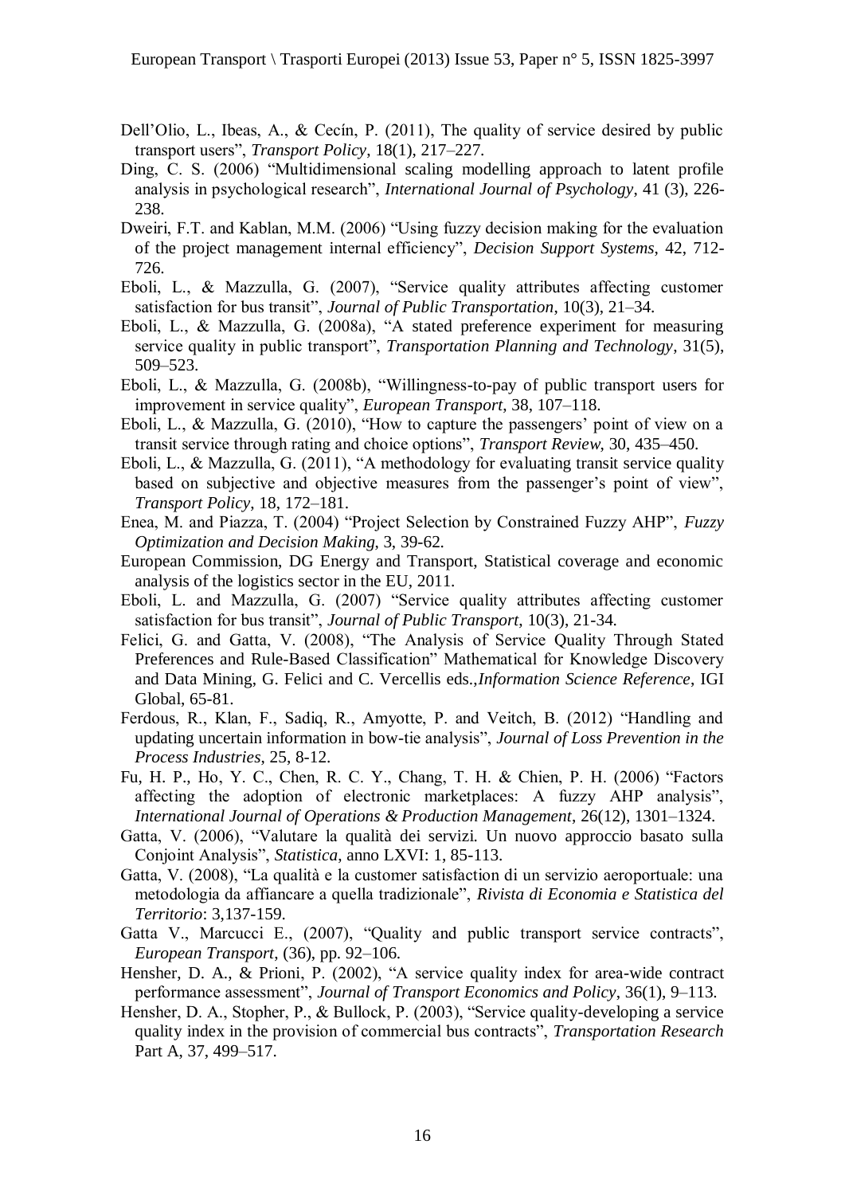Dell'Olio, L., Ibeas, A., & Cecín, P. (2011), The quality of service desired by public transport users", *Transport Policy*, 18(1), 217–227.

Ding, C. S. (2006) "Multidimensional scaling modelling approach to latent profile analysis in psychological research", *International Journal of Psychology*, 41 (3), 226-238.

Dweiri, F.T. and Kablan, M.M. (2006) "Using fuzzy decision making for the evaluation of the project management internal efficiency", *Decision Support Systems*, 42, 712-726.

Eboli, L., & Mazzulla, G. (2007), "Service quality attributes affecting customer satisfaction for bus transit", *Journal of Public Transportation*, 10(3), 21–34.

Eboli, L., & Mazzulla, G. (2008a), "A stated preference experiment for measuring service quality in public transport", *Transportation Planning and Technology*, 31(5), 509–523.

Eboli, L., & Mazzulla, G. (2008b), "Willingness-to-pay of public transport users for improvement in service quality", *European Transport*, 38, 107–118.

Eboli, L., & Mazzulla, G. (2010), "How to capture the passengers' point of view on a transit service through rating and choice options", *Transport Review*, 30, 435–450.

Eboli, L., & Mazzulla, G. (2011), "A methodology for evaluating transit service quality based on subjective and objective measures from the passenger's point of view", *Transport Policy*, 18, 172–181.

Enea, M. and Piazza, T. (2004) "Project Selection by Constrained Fuzzy AHP", *Fuzzy Optimization and Decision Making*, 3, 39-62.

European Commission, DG Energy and Transport, Statistical coverage and economic analysis of the logistics sector in the EU, 2011.

Eboli, L. and Mazzulla, G. (2007) "Service quality attributes affecting customer satisfaction for bus transit", *Journal of Public Transport*, 10(3), 21-34.

Felici, G. and Gatta, V. (2008), "The Analysis of Service Quality Through Stated Preferences and Rule-Based Classification" Mathematical for Knowledge Discovery and Data Mining, G. Felici and C. Vercellis eds.,*Information Science Reference*, IGI Global, 65-81.

Ferdous, R., Klan, F., Sadiq, R., Amyotte, P. and Veitch, B. (2012) "Handling and updating uncertain information in bow-tie analysis", *Journal of Loss Prevention in the Process Industries*, 25, 8-12.

Fu, H. P., Ho, Y. C., Chen, R. C. Y., Chang, T. H. & Chien, P. H. (2006) "Factors affecting the adoption of electronic marketplaces: A fuzzy AHP analysis", *International Journal of Operations & Production Management*, 26(12), 1301–1324.

Gatta, V. (2006), "Valutare la qualità dei servizi. Un nuovo approccio basato sulla Conjoint Analysis", *Statistica*, anno LXVI: 1, 85-113.

Gatta, V. (2008), "La qualità e la customer satisfaction di un servizio aeroportuale: una metodologia da affiancare a quella tradizionale", *Rivista di Economia e Statistica del Territorio*: 3,137-159.

Gatta V., Marcucci E., (2007), "Quality and public transport service contracts", *European Transport*, (36), pp. 92–106.

Hensher, D. A., & Prioni, P. (2002), "A service quality index for area-wide contract performance assessment", *Journal of Transport Economics and Policy*, 36(1), 9–113.

Hensher, D. A., Stopher, P., & Bullock, P. (2003), "Service quality-developing a service quality index in the provision of commercial bus contracts", *Transportation Research* Part A, 37, 499–517.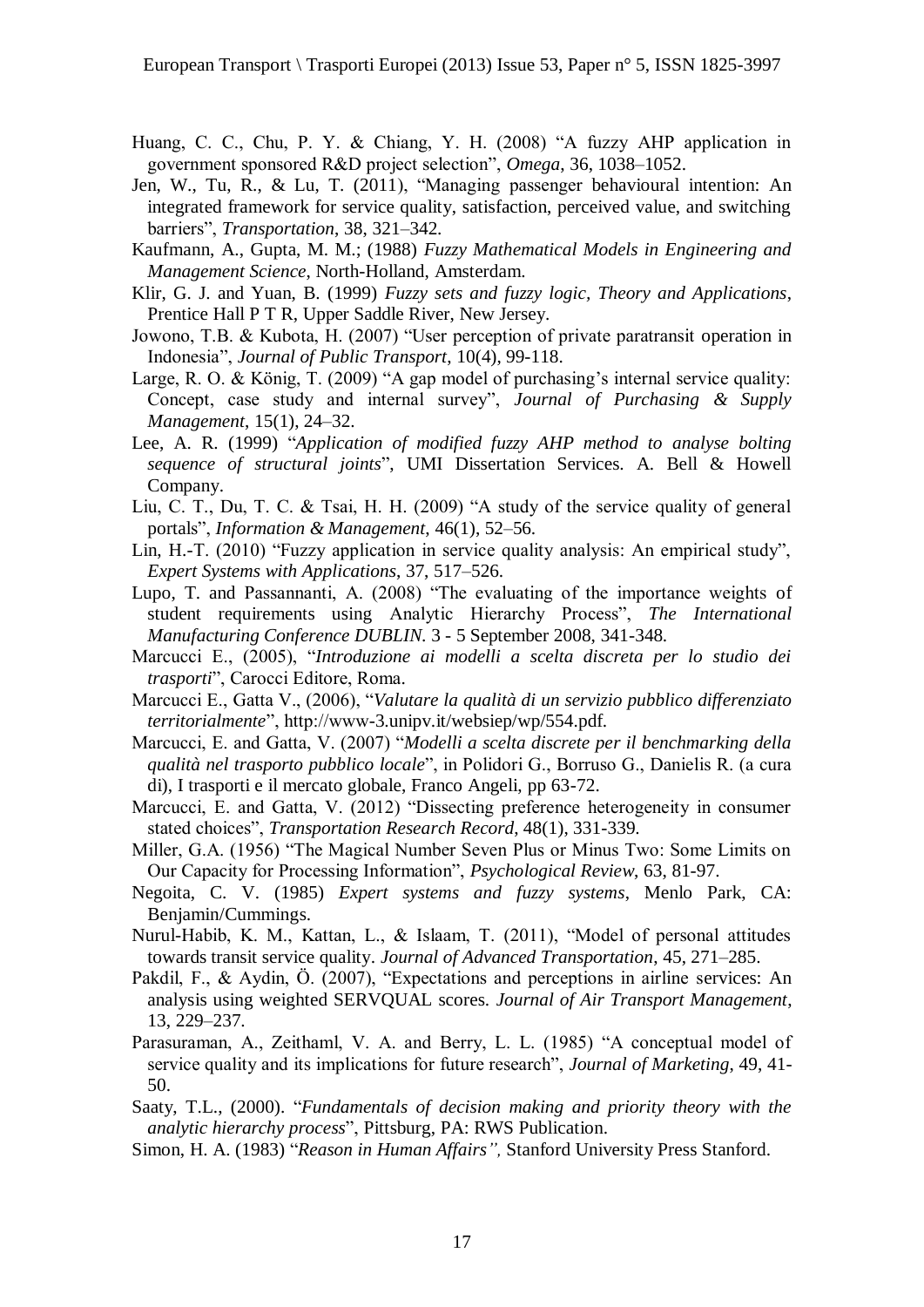Huang, C. C., Chu, P. Y. & Chiang, Y. H. (2008) "A fuzzy AHP application in government sponsored R&D project selection", *Omega*, 36, 1038–1052.

Jen, W., Tu, R., & Lu, T. (2011), "Managing passenger behavioural intention: An integrated framework for service quality, satisfaction, perceived value, and switching barriers", *Transportation*, 38, 321–342.

Kaufmann, A., Gupta, M. M.; (1988) *Fuzzy Mathematical Models in Engineering and Management Science*, North-Holland, Amsterdam.

Klir, G. J. and Yuan, B. (1999) *Fuzzy sets and fuzzy logic, Theory and Applications*, Prentice Hall P T R, Upper Saddle River, New Jersey.

Jowono, T.B. & Kubota, H. (2007) "User perception of private paratransit operation in Indonesia", *Journal of Public Transport*, 10(4), 99-118.

Large, R. O. & König, T. (2009) "A gap model of purchasing's internal service quality: Concept, case study and internal survey", *Journal of Purchasing & Supply Management*, 15(1), 24–32.

Lee, A. R. (1999) "*Application of modified fuzzy AHP method to analyse bolting sequence of structural joints*", UMI Dissertation Services. A. Bell & Howell Company.

Liu, C. T., Du, T. C. & Tsai, H. H. (2009) "A study of the service quality of general portals", *Information & Management*, 46(1), 52–56.

Lin, H.-T. (2010) "Fuzzy application in service quality analysis: An empirical study", *Expert Systems with Applications*, 37, 517–526.

Lupo, T. and Passannanti, A. (2008) "The evaluating of the importance weights of student requirements using Analytic Hierarchy Process", *The International Manufacturing Conference DUBLIN*. 3 - 5 September 2008, 341-348.

Marcucci E., (2005), "*Introduzione ai modelli a scelta discreta per lo studio dei trasporti*", Carocci Editore, Roma.

Marcucci E., Gatta V., (2006), "*Valutare la qualità di un servizio pubblico differenziato territorialmente*", http://www-3.unipv.it/websiep/wp/554.pdf.

Marcucci, E. and Gatta, V. (2007) "*Modelli a scelta discrete per il benchmarking della qualità nel trasporto pubblico locale*", in Polidori G., Borruso G., Danielis R. (a cura di), I trasporti e il mercato globale, Franco Angeli, pp 63-72.

Marcucci, E. and Gatta, V. (2012) "Dissecting preference heterogeneity in consumer stated choices", *Transportation Research Record*, 48(1), 331-339.

Miller, G.A. (1956) "The Magical Number Seven Plus or Minus Two: Some Limits on Our Capacity for Processing Information", *Psychological Review*, 63, 81-97.

Negoita, C. V. (1985) *Expert systems and fuzzy systems*, Menlo Park, CA: Benjamin/Cummings.

Nurul-Habib, K. M., Kattan, L., & Islaam, T. (2011), "Model of personal attitudes towards transit service quality. *Journal of Advanced Transportation*, 45, 271–285.

Pakdil, F., & Aydin, Ö. (2007), "Expectations and perceptions in airline services: An analysis using weighted SERVQUAL scores. *Journal of Air Transport Management*, 13, 229–237.

Parasuraman, A., Zeithaml, V. A. and Berry, L. L. (1985) "A conceptual model of service quality and its implications for future research", *Journal of Marketing*, 49, 41-50.

Saaty, T.L., (2000). "*Fundamentals of decision making and priority theory with the analytic hierarchy process*", Pittsburg, PA: RWS Publication.

Simon, H. A. (1983) "*Reason in Human Affairs",* Stanford University Press Stanford.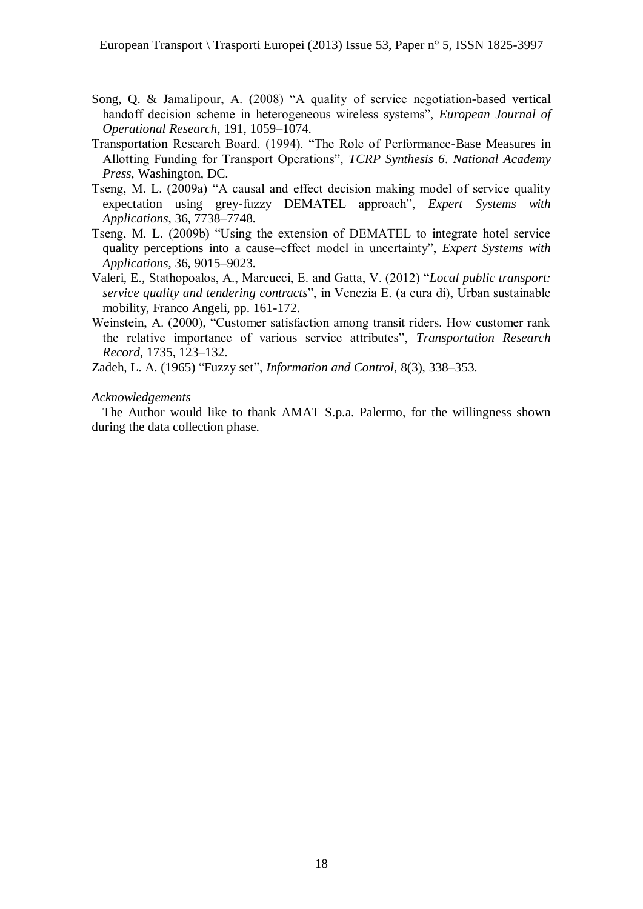Song, Q. & Jamalipour, A. (2008) "A quality of service negotiation-based vertical handoff decision scheme in heterogeneous wireless systems", *European Journal of Operational Research*, 191, 1059–1074.

Transportation Research Board. (1994). "The Role of Performance-Base Measures in Allotting Funding for Transport Operations", *TCRP Synthesis 6*. *National Academy Press*, Washington, DC.

Tseng, M. L. (2009a) "A causal and effect decision making model of service quality expectation using grey-fuzzy DEMATEL approach", *Expert Systems with Applications*, 36, 7738–7748.

Tseng, M. L. (2009b) "Using the extension of DEMATEL to integrate hotel service quality perceptions into a cause–effect model in uncertainty", *Expert Systems with Applications*, 36, 9015–9023.

Valeri, E., Stathopoalos, A., Marcucci, E. and Gatta, V. (2012) "*Local public transport: service quality and tendering contracts*", in Venezia E. (a cura di), Urban sustainable mobility, Franco Angeli, pp. 161-172.

Weinstein, A. (2000), "Customer satisfaction among transit riders. How customer rank the relative importance of various service attributes", *Transportation Research Record*, 1735, 123–132.

Zadeh, L. A. (1965) "Fuzzy set", *Information and Control*, 8(3), 338–353.

*Acknowledgements*

The Author would like to thank AMAT S.p.a. Palermo, for the willingness shown during the data collection phase.